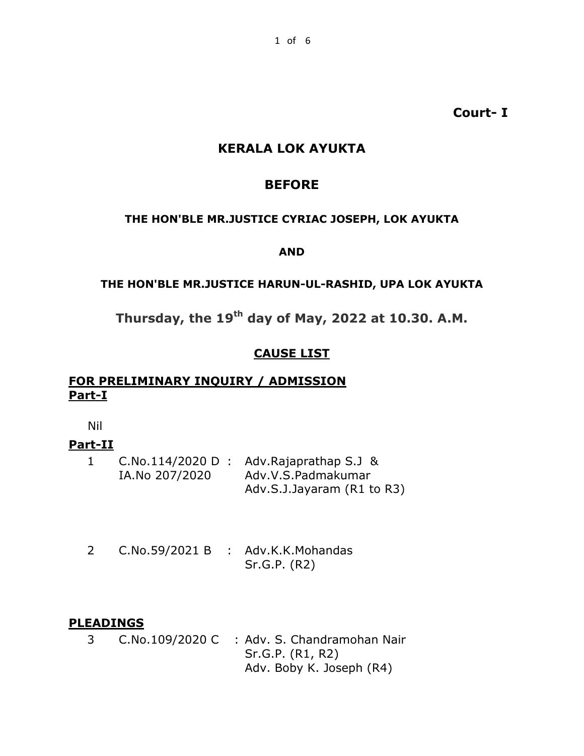**Court- I**

# KERALA LOK AYUKTA

## BEFORE

**THE HON'BLE MR.JUSTICE CYRIAC JOSEPH, LOK AYUKTA**

**AND**

**THE HON'BLE MR.JUSTICE HARUN-UL-RASHID, UPA LOK AYUKTA**

**Thursday, the 19th day of May, 2022 at 10.30. A.M.**

## CAUSE LIST

### FOR PRELIMINARY INQUIRY / ADMISSION

**Part-I**

Nil

**Part-II**

1 C.No.114/2020 D : Adv.Rajaprathap S.J &
IA.No 207/2020 Adv.V.S.Padmakumar
Adv.S.J.Jayaram (R1 to R3)

2 C.No.59/2021 B : Adv.K.K.Mohandas
Sr.G.P. (R2)

### PLEADINGS

3 C.No.109/2020 C : Adv. S. Chandramohan Nair
Sr.G.P. (R1, R2)
Adv. Boby K. Joseph (R4)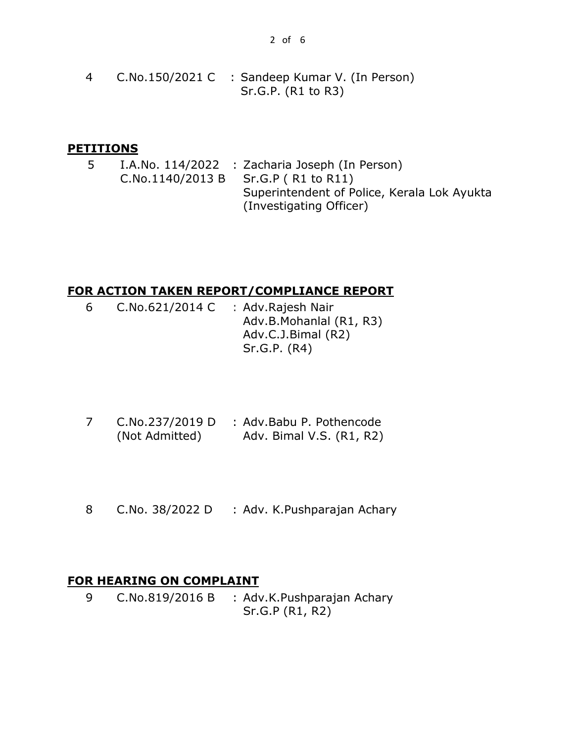4 C.No.150/2021 C : Sandeep Kumar V. (In Person)
Sr.G.P. (R1 to R3)

## PETITIONS

5 I.A.No. 114/2022 : Zacharia Joseph (In Person)
C.No.1140/2013 B Sr.G.P ( R1 to R11)
Superintendent of Police, Kerala Lok Ayukta (Investigating Officer)

## FOR ACTION TAKEN REPORT/COMPLIANCE REPORT

6 C.No.621/2014 C : Adv.Rajesh Nair
Adv.B.Mohanlal (R1, R3)
Adv.C.J.Bimal (R2)
Sr.G.P. (R4)

7 C.No.237/2019 D : Adv.Babu P. Pothencode
(Not Admitted) Adv. Bimal V.S. (R1, R2)

8 C.No. 38/2022 D : Adv. K.Pushparajan Achary

## FOR HEARING ON COMPLAINT

9 C.No.819/2016 B : Adv.K.Pushparajan Achary
Sr.G.P (R1, R2)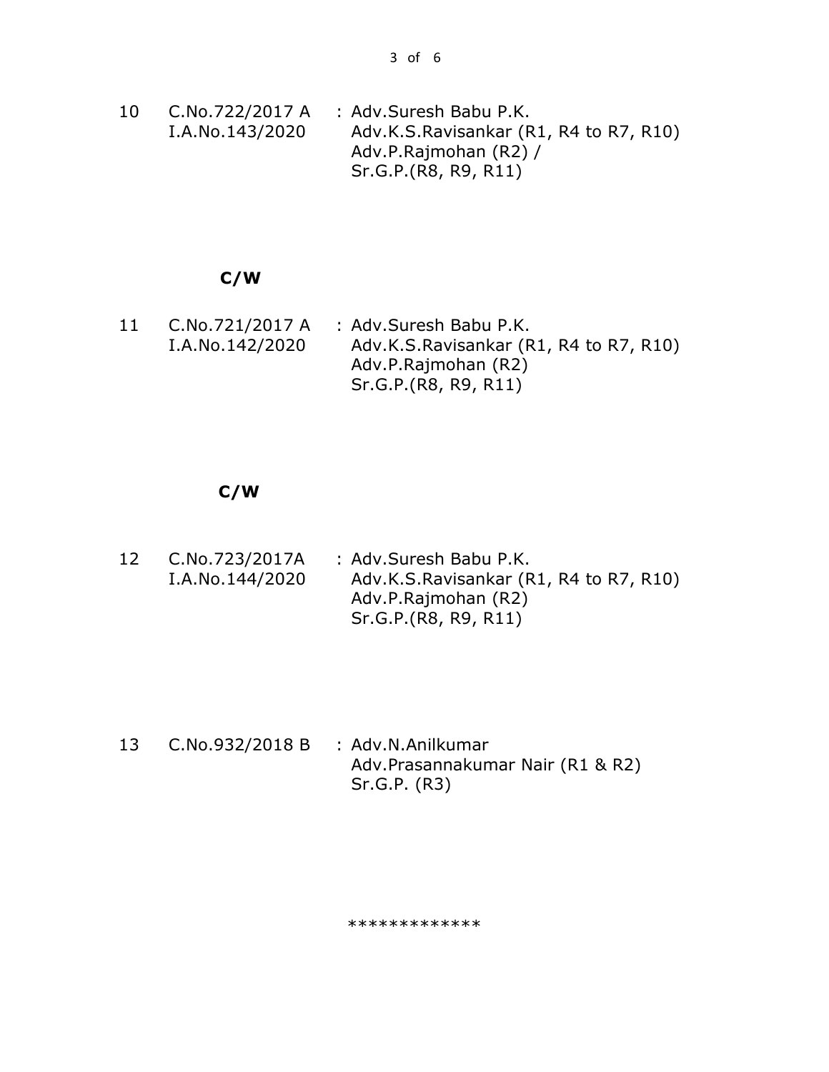| | | |
|---|---|---|
| 10 | C.No.722/2017 A<br>I.A.No.143/2020 | : Adv.Suresh Babu P.K.<br>Adv.K.S.Ravisankar (R1, R4 to R7, R10)<br>Adv.P.Rajmohan (R2) /<br>Sr.G.P.(R8, R9, R11) |

**C/W**

| | | |
|---|---|---|
| 11 | C.No.721/2017 A<br>I.A.No.142/2020 | : Adv.Suresh Babu P.K.<br>Adv.K.S.Ravisankar (R1, R4 to R7, R10)<br>Adv.P.Rajmohan (R2)<br>Sr.G.P.(R8, R9, R11) |

**C/W**

| | | |
|---|---|---|
| 12 | C.No.723/2017A<br>I.A.No.144/2020 | : Adv.Suresh Babu P.K.<br>Adv.K.S.Ravisankar (R1, R4 to R7, R10)<br>Adv.P.Rajmohan (R2)<br>Sr.G.P.(R8, R9, R11) |

| | | |
|---|---|---|
| 13 | C.No.932/2018 B | : Adv.N.Anilkumar<br>Adv.Prasannakumar Nair (R1 & R2)<br>Sr.G.P. (R3) |

*************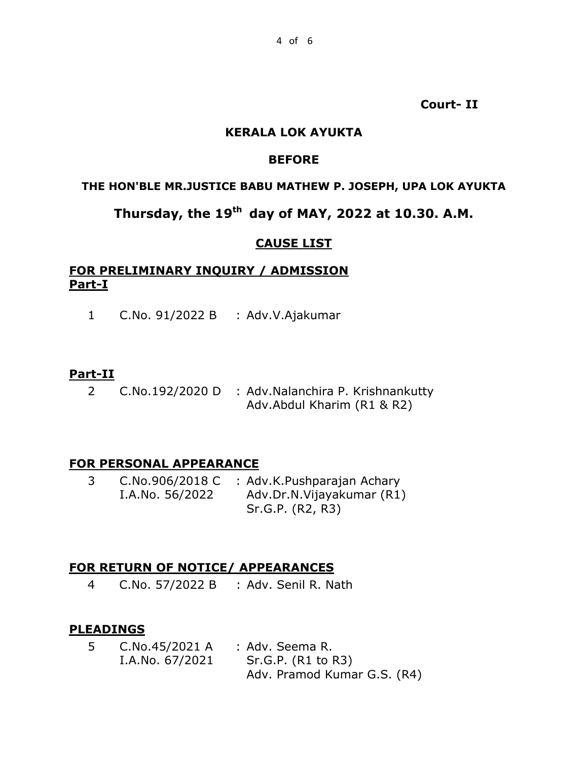**Court- II**

## KERALA LOK AYUKTA

### BEFORE

**THE HON'BLE MR.JUSTICE BABU MATHEW P. JOSEPH, UPA LOK AYUKTA**

## Thursday, the 19th day of MAY, 2022 at 10.30. A.M.

### CAUSE LIST

**FOR PRELIMINARY INQUIRY / ADMISSION**
**Part-I**

| | | |
|---|---|---|
| 1 | C.No. 91/2022 B | : Adv.V.Ajakumar |

**Part-II**

| | | |
|---|---|---|
| 2 | C.No.192/2020 D | : Adv.Nalanchira P. Krishnankutty<br>Adv.Abdul Kharim (R1 & R2) |

**FOR PERSONAL APPEARANCE**

| | | |
|---|---|---|
| 3 | C.No.906/2018 C<br>I.A.No. 56/2022 | : Adv.K.Pushparajan Achary<br>Adv.Dr.N.Vijayakumar (R1)<br>Sr.G.P. (R2, R3) |

**FOR RETURN OF NOTICE/ APPEARANCES**

| | | |
|---|---|---|
| 4 | C.No. 57/2022 B | : Adv. Senil R. Nath |

**PLEADINGS**

| | | |
|---|---|---|
| 5 | C.No.45/2021 A<br>I.A.No. 67/2021 | : Adv. Seema R.<br>Sr.G.P. (R1 to R3)<br>Adv. Pramod Kumar G.S. (R4) |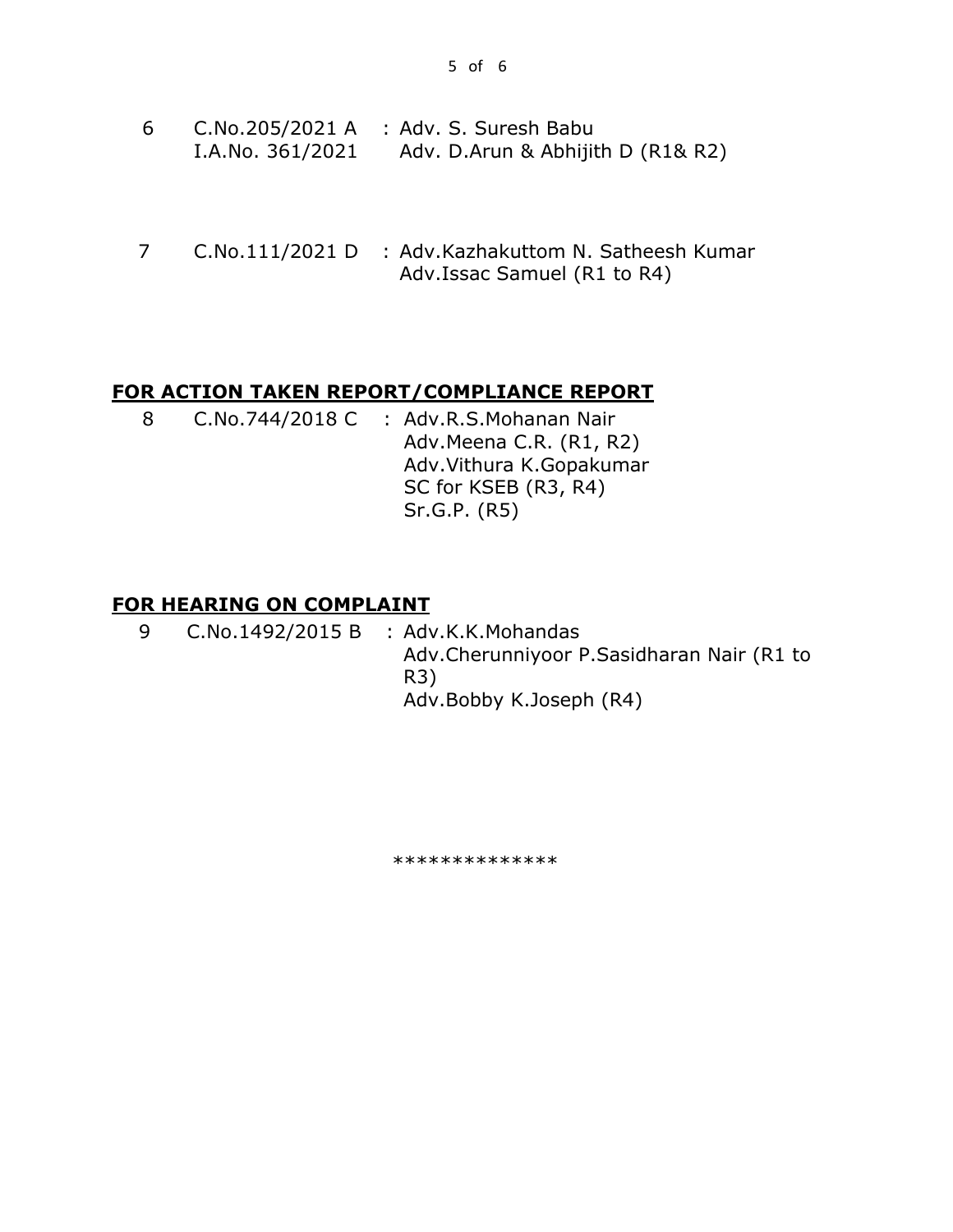| | | |
|---|---|---|
| 6 | C.No.205/2021 A<br>I.A.No. 361/2021 | : Adv. S. Suresh Babu<br>Adv. D.Arun & Abhijith D (R1& R2) |
| 7 | C.No.111/2021 D | : Adv.Kazhakuttom N. Satheesh Kumar<br>Adv.Issac Samuel (R1 to R4) |

**FOR ACTION TAKEN REPORT/COMPLIANCE REPORT**

| | | |
|---|---|---|
| 8 | C.No.744/2018 C | : Adv.R.S.Mohanan Nair<br>Adv.Meena C.R. (R1, R2)<br>Adv.Vithura K.Gopakumar<br>SC for KSEB (R3, R4)<br>Sr.G.P. (R5) |

**FOR HEARING ON COMPLAINT**

| | | |
|---|---|---|
| 9 | C.No.1492/2015 B | : Adv.K.K.Mohandas<br>Adv.Cherunniyoor P.Sasidharan Nair (R1 to R3)<br>Adv.Bobby K.Joseph (R4) |

**************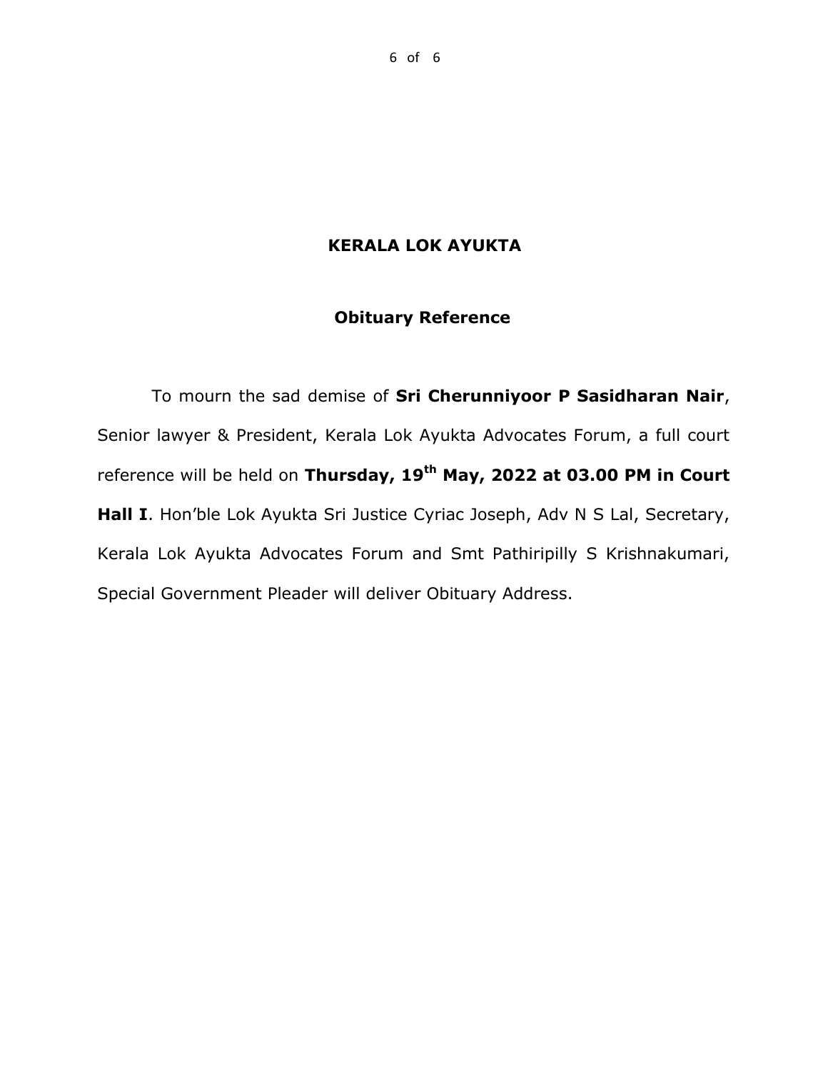# KERALA LOK AYUKTA

## Obituary Reference

To mourn the sad demise of **Sri Cherunniyoor P Sasidharan Nair**, Senior lawyer & President, Kerala Lok Ayukta Advocates Forum, a full court reference will be held on **Thursday, 19th May, 2022 at 03.00 PM in Court Hall I**. Hon'ble Lok Ayukta Sri Justice Cyriac Joseph, Adv N S Lal, Secretary, Kerala Lok Ayukta Advocates Forum and Smt Pathiripilly S Krishnakumari, Special Government Pleader will deliver Obituary Address.